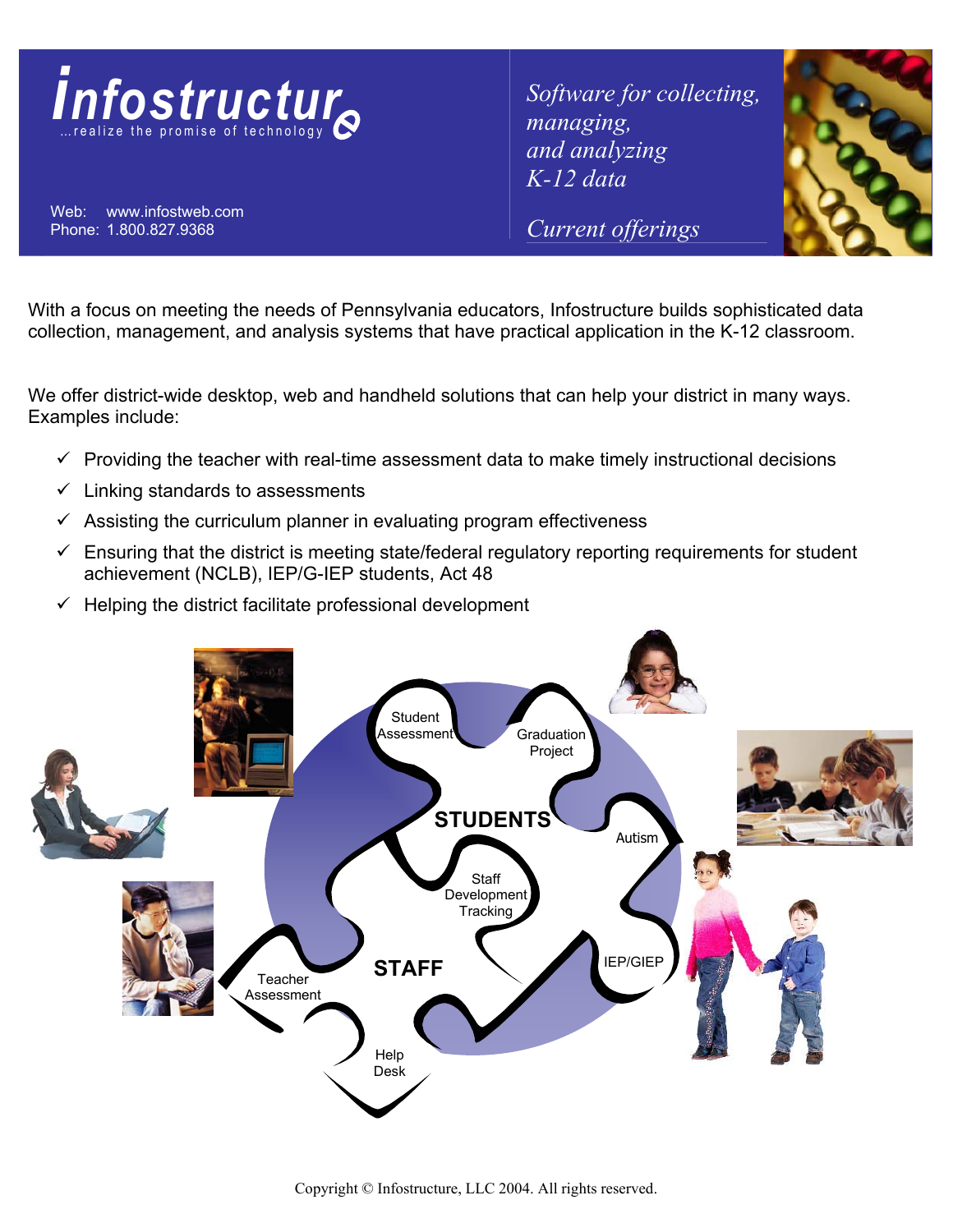# Infostructure

...realize the promise of technology

Web: www.infostweb.com
Phone: 1.800.827.9368

*Software for collecting, managing, and analyzing K-12 data*

*Current offerings*

With a focus on meeting the needs of Pennsylvania educators, Infostructure builds sophisticated data collection, management, and analysis systems that have practical application in the K-12 classroom.

We offer district-wide desktop, web and handheld solutions that can help your district in many ways. Examples include:

- ✓ Providing the teacher with real-time assessment data to make timely instructional decisions
- ✓ Linking standards to assessments
- ✓ Assisting the curriculum planner in evaluating program effectiveness
- ✓ Ensuring that the district is meeting state/federal regulatory reporting requirements for student achievement (NCLB), IEP/G-IEP students, Act 48
- ✓ Helping the district facilitate professional development

**STUDENTS**: Student Assessment, Graduation Project, Autism, IEP/GIEP

**STAFF**: Staff Development Tracking, Teacher Assessment, Help Desk

Copyright © Infostructure, LLC 2004. All rights reserved.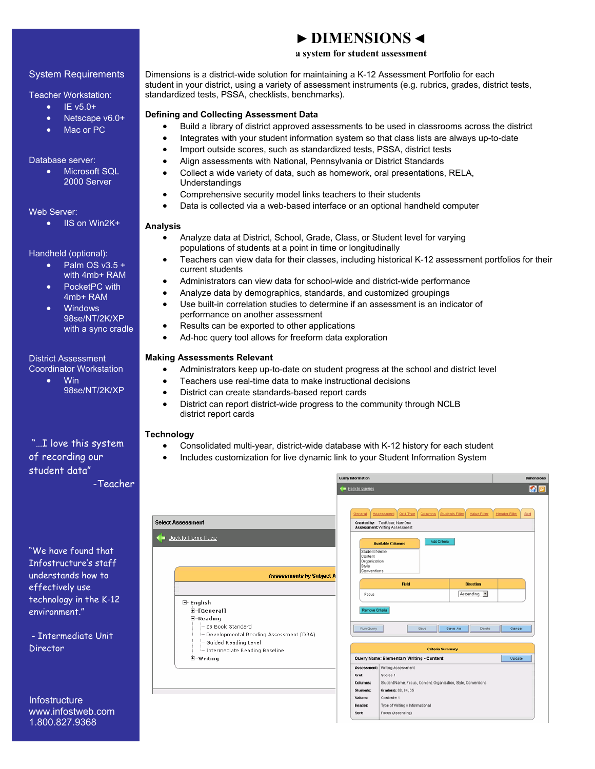# ► DIMENSIONS ◄

**a system for student assessment**

Dimensions is a district-wide solution for maintaining a K-12 Assessment Portfolio for each student in your district, using a variety of assessment instruments (e.g. rubrics, grades, district tests, standardized tests, PSSA, checklists, benchmarks).

### Defining and Collecting Assessment Data

- Build a library of district approved assessments to be used in classrooms across the district
- Integrates with your student information system so that class lists are always up-to-date
- Import outside scores, such as standardized tests, PSSA, district tests
- Align assessments with National, Pennsylvania or District Standards
- Collect a wide variety of data, such as homework, oral presentations, RELA, Understandings
- Comprehensive security model links teachers to their students
- Data is collected via a web-based interface or an optional handheld computer

### Analysis

- Analyze data at District, School, Grade, Class, or Student level for varying populations of students at a point in time or longitudinally
- Teachers can view data for their classes, including historical K-12 assessment portfolios for their current students
- Administrators can view data for school-wide and district-wide performance
- Analyze data by demographics, standards, and customized groupings
- Use built-in correlation studies to determine if an assessment is an indicator of performance on another assessment
- Results can be exported to other applications
- Ad-hoc query tool allows for freeform data exploration

### Making Assessments Relevant

- Administrators keep up-to-date on student progress at the school and district level
- Teachers use real-time data to make instructional decisions
- District can create standards-based report cards
- District can report district-wide progress to the community through NCLB district report cards

### Technology

- Consolidated multi-year, district-wide database with K-12 history for each student
- Includes customization for live dynamic link to your Student Information System

## System Requirements

**Teacher Workstation:**
- IE v5.0+
- Netscape v6.0+
- Mac or PC

**Database server:**
- Microsoft SQL 2000 Server

**Web Server:**
- IIS on Win2K+

**Handheld (optional):**
- Palm OS v3.5 + with 4mb+ RAM
- PocketPC with 4mb+ RAM
- Windows 98se/NT/2K/XP with a sync cradle

**District Assessment Coordinator Workstation**
- Win 98se/NT/2K/XP

"…I love this system of recording our student data"
-Teacher

"We have found that Infostructure's staff understands how to effectively use technology in the K-12 environment."

- Intermediate Unit Director

Infostructure
www.infostweb.com
1.800.827.9368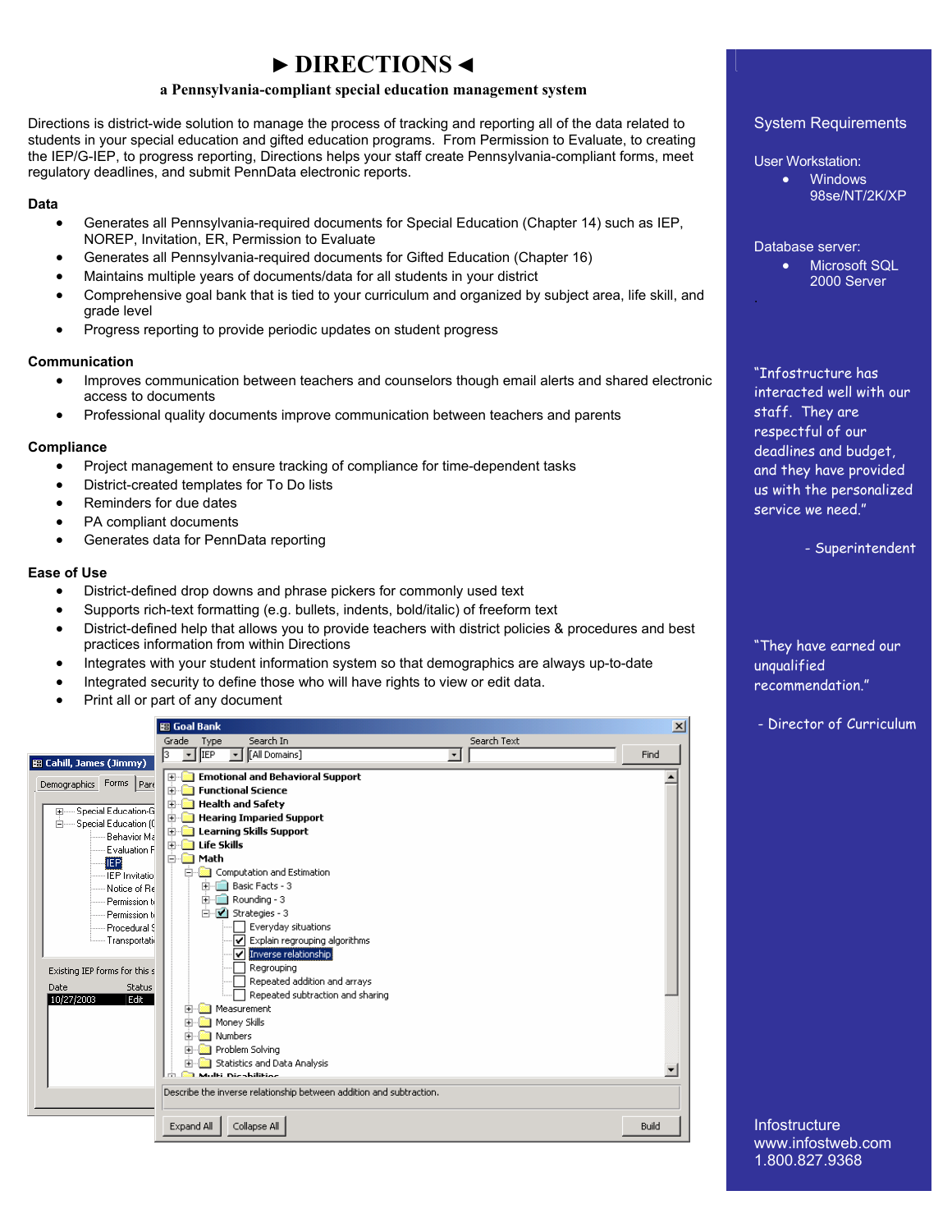# ► DIRECTIONS ◄

**a Pennsylvania-compliant special education management system**

Directions is district-wide solution to manage the process of tracking and reporting all of the data related to students in your special education and gifted education programs. From Permission to Evaluate, to creating the IEP/G-IEP, to progress reporting, Directions helps your staff create Pennsylvania-compliant forms, meet regulatory deadlines, and submit PennData electronic reports.

### Data

- Generates all Pennsylvania-required documents for Special Education (Chapter 14) such as IEP, NOREP, Invitation, ER, Permission to Evaluate
- Generates all Pennsylvania-required documents for Gifted Education (Chapter 16)
- Maintains multiple years of documents/data for all students in your district
- Comprehensive goal bank that is tied to your curriculum and organized by subject area, life skill, and grade level
- Progress reporting to provide periodic updates on student progress

### Communication

- Improves communication between teachers and counselors though email alerts and shared electronic access to documents
- Professional quality documents improve communication between teachers and parents

### Compliance

- Project management to ensure tracking of compliance for time-dependent tasks
- District-created templates for To Do lists
- Reminders for due dates
- PA compliant documents
- Generates data for PennData reporting

### Ease of Use

- District-defined drop downs and phrase pickers for commonly used text
- Supports rich-text formatting (e.g. bullets, indents, bold/italic) of freeform text
- District-defined help that allows you to provide teachers with district policies & procedures and best practices information from within Directions
- Integrates with your student information system so that demographics are always up-to-date
- Integrated security to define those who will have rights to view or edit data.
- Print all or part of any document

### System Requirements

User Workstation:

- Windows 98se/NT/2K/XP

Database server:

- Microsoft SQL 2000 Server

"Infostructure has interacted well with our staff. They are respectful of our deadlines and budget, and they have provided us with the personalized service we need."

- Superintendent

"They have earned our unqualified recommendation."

- Director of Curriculum

Infostructure
www.infostweb.com
1.800.827.9368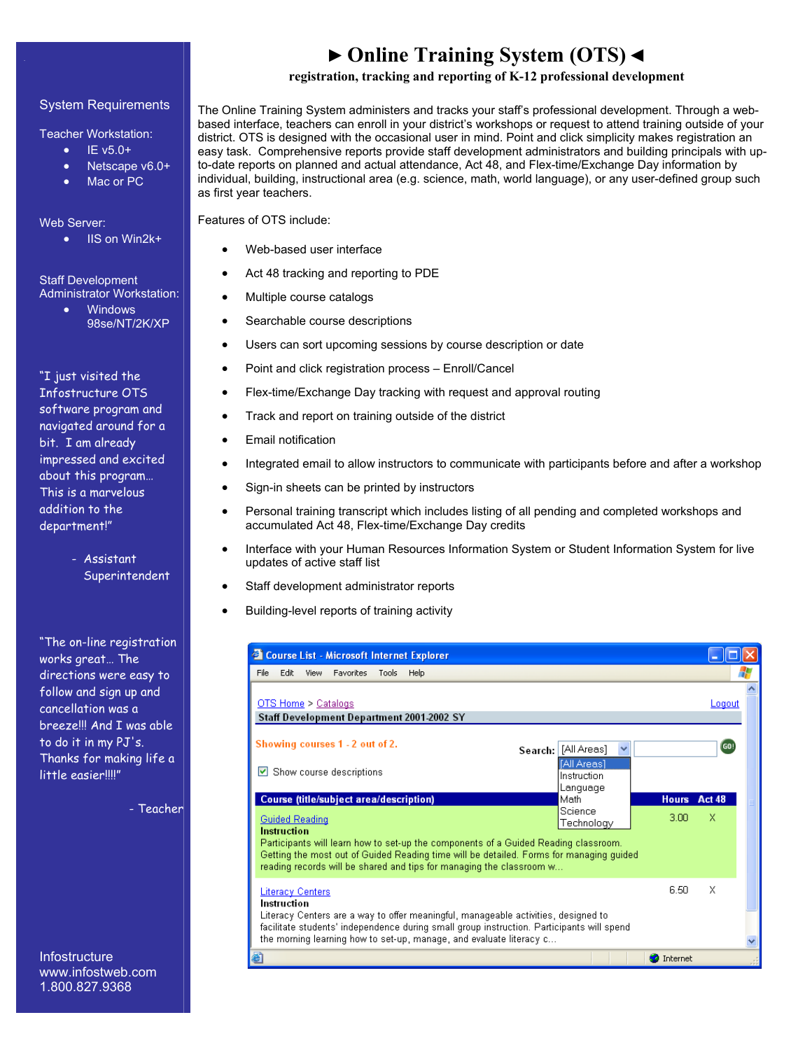# ► Online Training System (OTS) ◄

**registration, tracking and reporting of K-12 professional development**

The Online Training System administers and tracks your staff's professional development. Through a web-based interface, teachers can enroll in your district's workshops or request to attend training outside of your district. OTS is designed with the occasional user in mind. Point and click simplicity makes registration an easy task. Comprehensive reports provide staff development administrators and building principals with up-to-date reports on planned and actual attendance, Act 48, and Flex-time/Exchange Day information by individual, building, instructional area (e.g. science, math, world language), or any user-defined group such as first year teachers.

Features of OTS include:

- Web-based user interface
- Act 48 tracking and reporting to PDE
- Multiple course catalogs
- Searchable course descriptions
- Users can sort upcoming sessions by course description or date
- Point and click registration process – Enroll/Cancel
- Flex-time/Exchange Day tracking with request and approval routing
- Track and report on training outside of the district
- Email notification
- Integrated email to allow instructors to communicate with participants before and after a workshop
- Sign-in sheets can be printed by instructors
- Personal training transcript which includes listing of all pending and completed workshops and accumulated Act 48, Flex-time/Exchange Day credits
- Interface with your Human Resources Information System or Student Information System for live updates of active staff list
- Staff development administrator reports
- Building-level reports of training activity

Course List - Microsoft Internet Explorer

File Edit View Favorites Tools Help

OTS Home > Catalogs    Logout

Staff Development Department 2001-2002 SY

Showing courses 1 - 2 out of 2.

Search: [All Areas] GO!

[All Areas]
Instruction
Language
Math
Science
Technology

Show course descriptions

| Course (title/subject area/description) | Hours | Act 48 |
|---|---|---|
| Guided Reading<br>**Instruction**<br>Participants will learn how to set-up the components of a Guided Reading classroom. Getting the most out of Guided Reading time will be detailed. Forms for managing guided reading records will be shared and tips for managing the classroom w... | 3.00 | X |
| Literacy Centers<br>**Instruction**<br>Literacy Centers are a way to offer meaningful, manageable activities, designed to facilitate students' independence during small group instruction. Participants will spend the morning learning how to set-up, manage, and evaluate literacy c... | 6.50 | X |

Internet

## System Requirements

Teacher Workstation:

- IE v5.0+
- Netscape v6.0+
- Mac or PC

Web Server:

- IIS on Win2k+

Staff Development Administrator Workstation:

- Windows 98se/NT/2K/XP

"I just visited the Infostructure OTS software program and navigated around for a bit. I am already impressed and excited about this program… This is a marvelous addition to the department!"

- Assistant Superintendent

"The on-line registration works great… The directions were easy to follow and sign up and cancellation was a breeze!!! And I was able to do it in my PJ's. Thanks for making life a little easier!!!!"

- Teacher

Infostructure
www.infostweb.com
1.800.827.9368